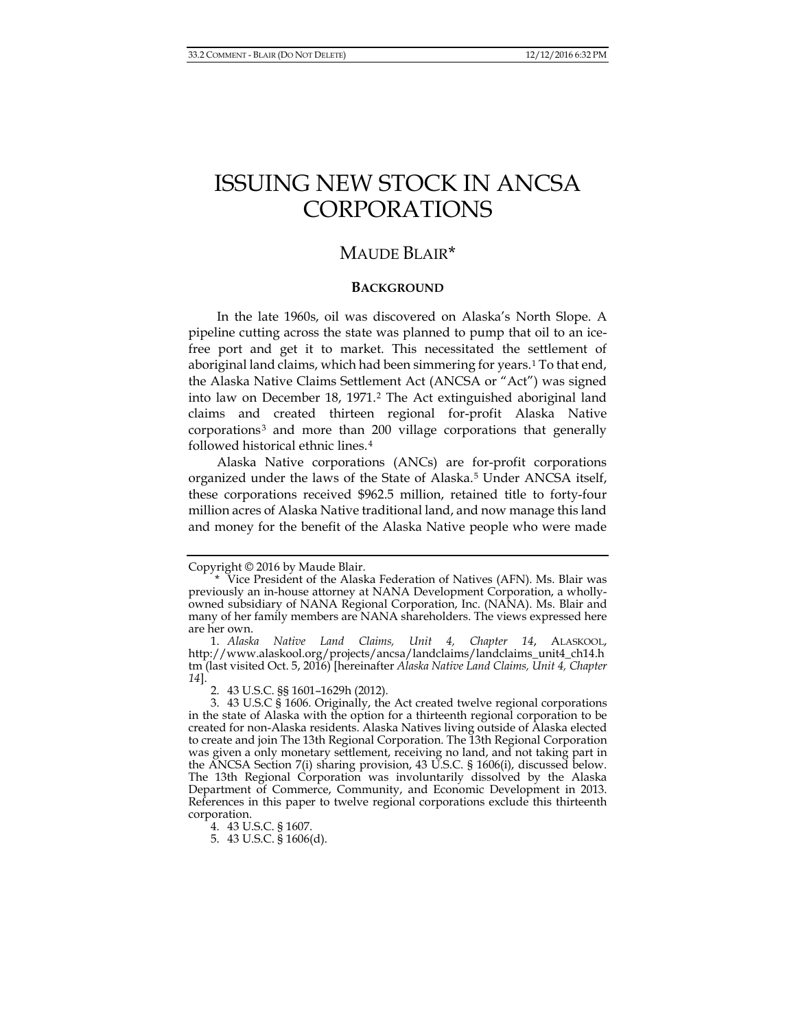# ISSUING NEW STOCK IN ANCSA CORPORATIONS

## MAUDE BLAIR*

### BACKGROUND

In the late 1960s, oil was discovered on Alaska's North Slope. A pipeline cutting across the state was planned to pump that oil to an ice-free port and get it to market. This necessitated the settlement of aboriginal land claims, which had been simmering for years.[1] To that end, the Alaska Native Claims Settlement Act (ANCSA or "Act") was signed into law on December 18, 1971.[2] The Act extinguished aboriginal land claims and created thirteen regional for-profit Alaska Native corporations[3] and more than 200 village corporations that generally followed historical ethnic lines.[4]

Alaska Native corporations (ANCs) are for-profit corporations organized under the laws of the State of Alaska.[5] Under ANCSA itself, these corporations received $962.5 million, retained title to forty-four million acres of Alaska Native traditional land, and now manage this land and money for the benefit of the Alaska Native people who were made

---

Copyright © 2016 by Maude Blair.

\* Vice President of the Alaska Federation of Natives (AFN). Ms. Blair was previously an in-house attorney at NANA Development Corporation, a wholly-owned subsidiary of NANA Regional Corporation, Inc. (NANA). Ms. Blair and many of her family members are NANA shareholders. The views expressed here are her own.

1. *Alaska Native Land Claims, Unit 4, Chapter 14*, ALASKOOL, http://www.alaskool.org/projects/ancsa/landclaims/landclaims_unit4_ch14.htm (last visited Oct. 5, 2016) [hereinafter *Alaska Native Land Claims, Unit 4, Chapter 14*].

2. 43 U.S.C. §§ 1601–1629h (2012).

3. 43 U.S.C § 1606. Originally, the Act created twelve regional corporations in the state of Alaska with the option for a thirteenth regional corporation to be created for non-Alaska residents. Alaska Natives living outside of Alaska elected to create and join The 13th Regional Corporation. The 13th Regional Corporation was given a only monetary settlement, receiving no land, and not taking part in the ANCSA Section 7(i) sharing provision, 43 U.S.C. § 1606(i), discussed below. The 13th Regional Corporation was involuntarily dissolved by the Alaska Department of Commerce, Community, and Economic Development in 2013. References in this paper to twelve regional corporations exclude this thirteenth corporation.

4. 43 U.S.C. § 1607.

5. 43 U.S.C. § 1606(d).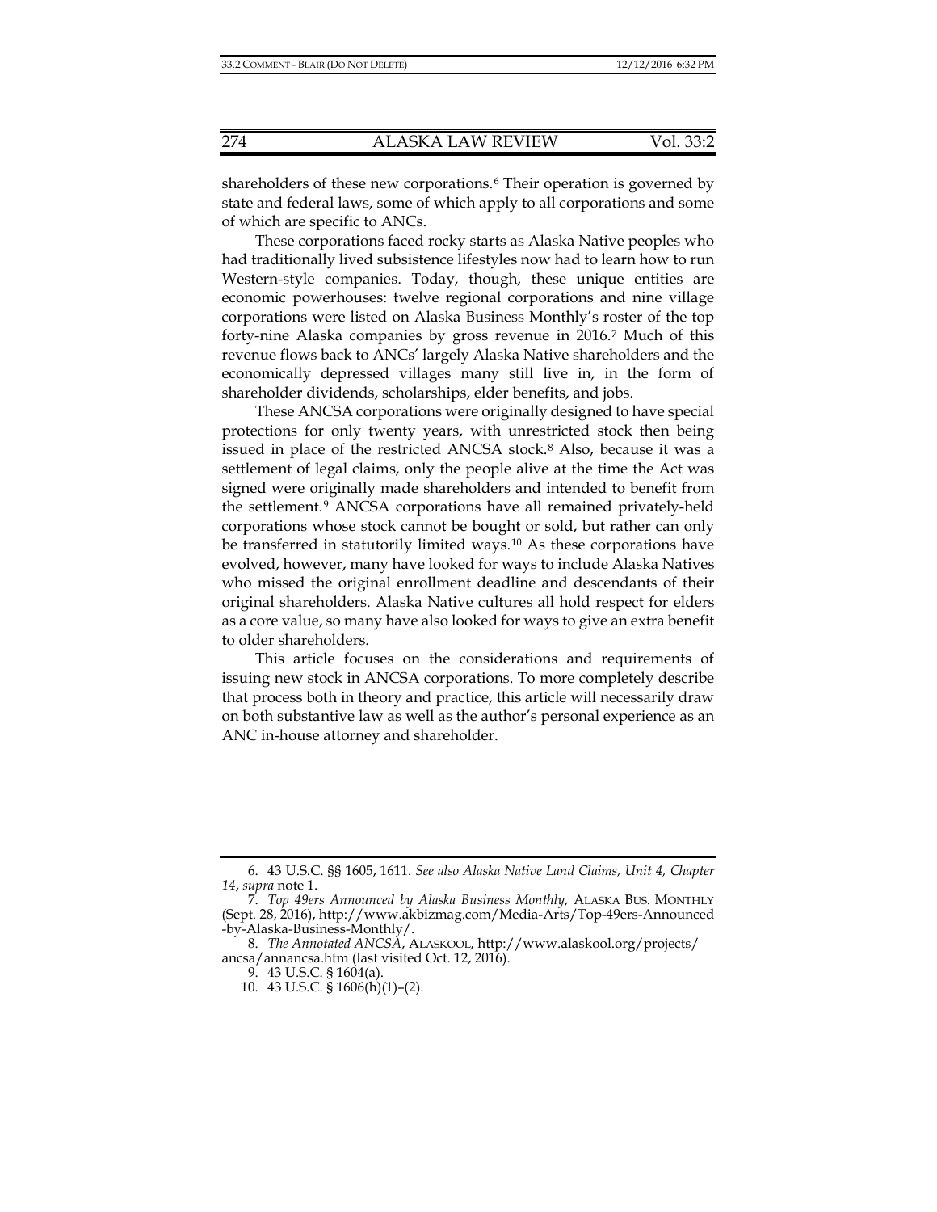shareholders of these new corporations.[6] Their operation is governed by state and federal laws, some of which apply to all corporations and some of which are specific to ANCs.

These corporations faced rocky starts as Alaska Native peoples who had traditionally lived subsistence lifestyles now had to learn how to run Western-style companies. Today, though, these unique entities are economic powerhouses: twelve regional corporations and nine village corporations were listed on Alaska Business Monthly's roster of the top forty-nine Alaska companies by gross revenue in 2016.[7] Much of this revenue flows back to ANCs' largely Alaska Native shareholders and the economically depressed villages many still live in, in the form of shareholder dividends, scholarships, elder benefits, and jobs.

These ANCSA corporations were originally designed to have special protections for only twenty years, with unrestricted stock then being issued in place of the restricted ANCSA stock.[8] Also, because it was a settlement of legal claims, only the people alive at the time the Act was signed were originally made shareholders and intended to benefit from the settlement.[9] ANCSA corporations have all remained privately-held corporations whose stock cannot be bought or sold, but rather can only be transferred in statutorily limited ways.[10] As these corporations have evolved, however, many have looked for ways to include Alaska Natives who missed the original enrollment deadline and descendants of their original shareholders. Alaska Native cultures all hold respect for elders as a core value, so many have also looked for ways to give an extra benefit to older shareholders.

This article focuses on the considerations and requirements of issuing new stock in ANCSA corporations. To more completely describe that process both in theory and practice, this article will necessarily draw on both substantive law as well as the author's personal experience as an ANC in-house attorney and shareholder.

---

6. 43 U.S.C. §§ 1605, 1611. *See also Alaska Native Land Claims, Unit 4, Chapter 14*, *supra* note 1.

7. *Top 49ers Announced by Alaska Business Monthly*, ALASKA BUS. MONTHLY (Sept. 28, 2016), http://www.akbizmag.com/Media-Arts/Top-49ers-Announced-by-Alaska-Business-Monthly/.

8. *The Annotated ANCSA*, ALASKOOL, http://www.alaskool.org/projects/ancsa/annancsa.htm (last visited Oct. 12, 2016).

9. 43 U.S.C. § 1604(a).

10. 43 U.S.C. § 1606(h)(1)–(2).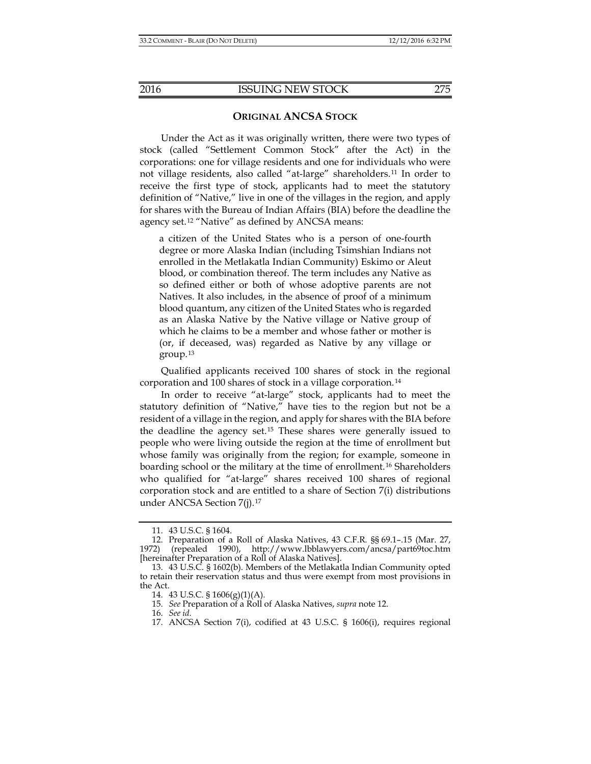## ORIGINAL ANCSA STOCK

Under the Act as it was originally written, there were two types of stock (called "Settlement Common Stock" after the Act) in the corporations: one for village residents and one for individuals who were not village residents, also called "at-large" shareholders.[11] In order to receive the first type of stock, applicants had to meet the statutory definition of "Native," live in one of the villages in the region, and apply for shares with the Bureau of Indian Affairs (BIA) before the deadline the agency set.[12] "Native" as defined by ANCSA means:

> a citizen of the United States who is a person of one-fourth degree or more Alaska Indian (including Tsimshian Indians not enrolled in the Metlakatla Indian Community) Eskimo or Aleut blood, or combination thereof. The term includes any Native as so defined either or both of whose adoptive parents are not Natives. It also includes, in the absence of proof of a minimum blood quantum, any citizen of the United States who is regarded as an Alaska Native by the Native village or Native group of which he claims to be a member and whose father or mother is (or, if deceased, was) regarded as Native by any village or group.[13]

Qualified applicants received 100 shares of stock in the regional corporation and 100 shares of stock in a village corporation.[14]

In order to receive "at-large" stock, applicants had to meet the statutory definition of "Native," have ties to the region but not be a resident of a village in the region, and apply for shares with the BIA before the deadline the agency set.[15] These shares were generally issued to people who were living outside the region at the time of enrollment but whose family was originally from the region; for example, someone in boarding school or the military at the time of enrollment.[16] Shareholders who qualified for "at-large" shares received 100 shares of regional corporation stock and are entitled to a share of Section 7(i) distributions under ANCSA Section 7(j).[17]

---

11. 43 U.S.C. § 1604.

12. Preparation of a Roll of Alaska Natives, 43 C.F.R. §§ 69.1–.15 (Mar. 27, 1972) (repealed 1990), http://www.lbblawyers.com/ancsa/part69toc.htm [hereinafter Preparation of a Roll of Alaska Natives].

13. 43 U.S.C. § 1602(b). Members of the Metlakatla Indian Community opted to retain their reservation status and thus were exempt from most provisions in the Act.

14. 43 U.S.C. § 1606(g)(1)(A).

15. *See* Preparation of a Roll of Alaska Natives, *supra* note 12.

16. *See id.*

17. ANCSA Section 7(i), codified at 43 U.S.C. § 1606(i), requires regional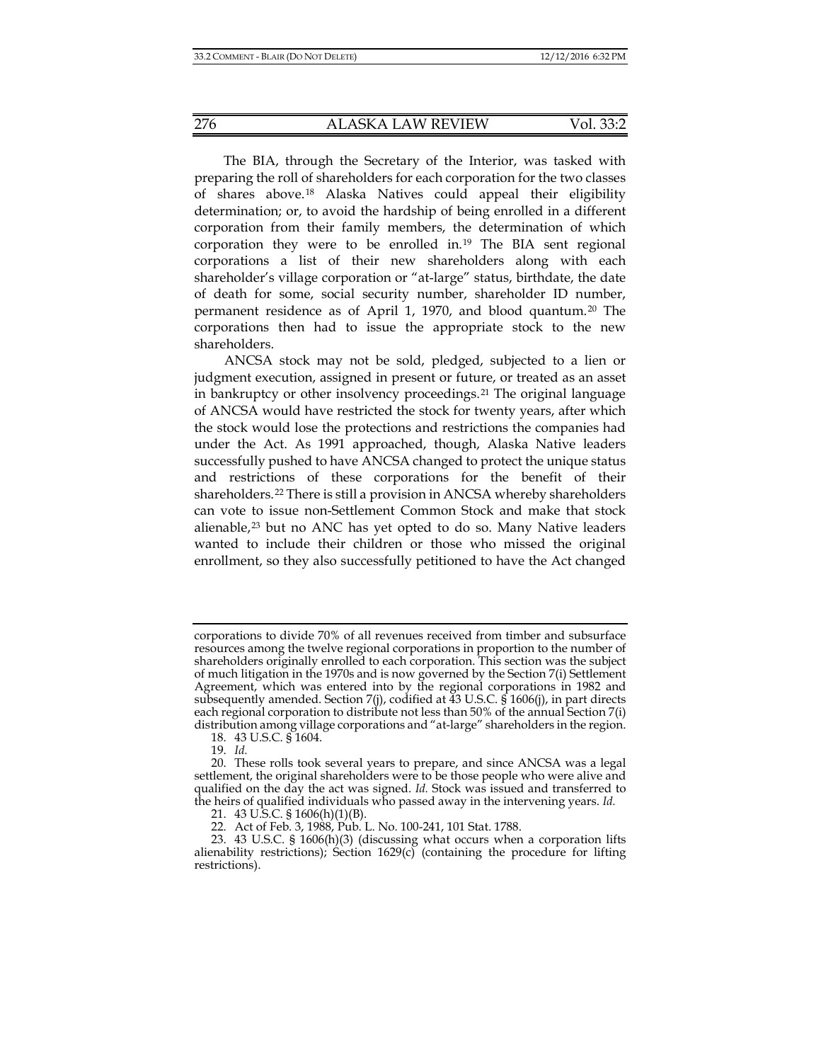The BIA, through the Secretary of the Interior, was tasked with preparing the roll of shareholders for each corporation for the two classes of shares above.[18] Alaska Natives could appeal their eligibility determination; or, to avoid the hardship of being enrolled in a different corporation from their family members, the determination of which corporation they were to be enrolled in.[19] The BIA sent regional corporations a list of their new shareholders along with each shareholder's village corporation or "at-large" status, birthdate, the date of death for some, social security number, shareholder ID number, permanent residence as of April 1, 1970, and blood quantum.[20] The corporations then had to issue the appropriate stock to the new shareholders.

ANCSA stock may not be sold, pledged, subjected to a lien or judgment execution, assigned in present or future, or treated as an asset in bankruptcy or other insolvency proceedings.[21] The original language of ANCSA would have restricted the stock for twenty years, after which the stock would lose the protections and restrictions the companies had under the Act. As 1991 approached, though, Alaska Native leaders successfully pushed to have ANCSA changed to protect the unique status and restrictions of these corporations for the benefit of their shareholders.[22] There is still a provision in ANCSA whereby shareholders can vote to issue non-Settlement Common Stock and make that stock alienable,[23] but no ANC has yet opted to do so. Many Native leaders wanted to include their children or those who missed the original enrollment, so they also successfully petitioned to have the Act changed

---

corporations to divide 70% of all revenues received from timber and subsurface resources among the twelve regional corporations in proportion to the number of shareholders originally enrolled to each corporation. This section was the subject of much litigation in the 1970s and is now governed by the Section 7(i) Settlement Agreement, which was entered into by the regional corporations in 1982 and subsequently amended. Section 7(j), codified at 43 U.S.C. § 1606(j), in part directs each regional corporation to distribute not less than 50% of the annual Section 7(i) distribution among village corporations and "at-large" shareholders in the region.

18. 43 U.S.C. § 1604.

19. *Id.*

20. These rolls took several years to prepare, and since ANCSA was a legal settlement, the original shareholders were to be those people who were alive and qualified on the day the act was signed. *Id.* Stock was issued and transferred to the heirs of qualified individuals who passed away in the intervening years. *Id.*

21. 43 U.S.C. § 1606(h)(1)(B).

22. Act of Feb. 3, 1988, Pub. L. No. 100-241, 101 Stat. 1788.

23. 43 U.S.C. § 1606(h)(3) (discussing what occurs when a corporation lifts alienability restrictions); Section 1629(c) (containing the procedure for lifting restrictions).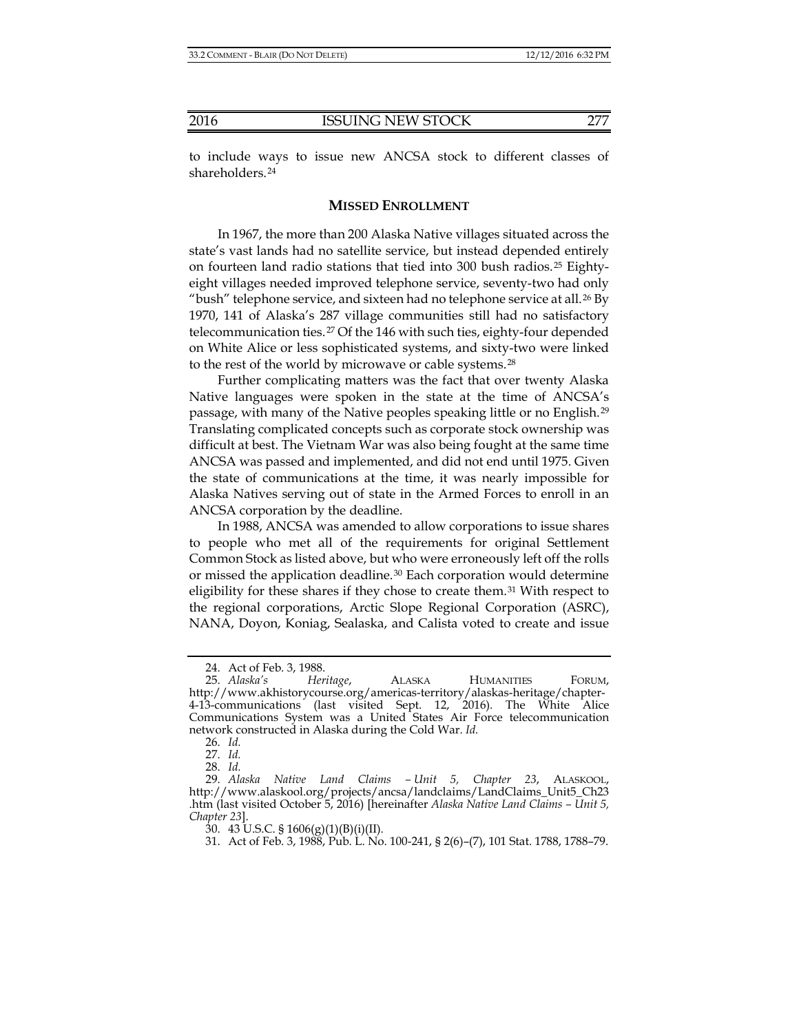to include ways to issue new ANCSA stock to different classes of shareholders.[24]

## MISSED ENROLLMENT

In 1967, the more than 200 Alaska Native villages situated across the state's vast lands had no satellite service, but instead depended entirely on fourteen land radio stations that tied into 300 bush radios.[25] Eighty-eight villages needed improved telephone service, seventy-two had only "bush" telephone service, and sixteen had no telephone service at all.[26] By 1970, 141 of Alaska's 287 village communities still had no satisfactory telecommunication ties.[27] Of the 146 with such ties, eighty-four depended on White Alice or less sophisticated systems, and sixty-two were linked to the rest of the world by microwave or cable systems.[28]

Further complicating matters was the fact that over twenty Alaska Native languages were spoken in the state at the time of ANCSA's passage, with many of the Native peoples speaking little or no English.[29] Translating complicated concepts such as corporate stock ownership was difficult at best. The Vietnam War was also being fought at the same time ANCSA was passed and implemented, and did not end until 1975. Given the state of communications at the time, it was nearly impossible for Alaska Natives serving out of state in the Armed Forces to enroll in an ANCSA corporation by the deadline.

In 1988, ANCSA was amended to allow corporations to issue shares to people who met all of the requirements for original Settlement Common Stock as listed above, but who were erroneously left off the rolls or missed the application deadline.[30] Each corporation would determine eligibility for these shares if they chose to create them.[31] With respect to the regional corporations, Arctic Slope Regional Corporation (ASRC), NANA, Doyon, Koniag, Sealaska, and Calista voted to create and issue

---

24. Act of Feb. 3, 1988.

25. *Alaska's Heritage*, ALASKA HUMANITIES FORUM, http://www.akhistorycourse.org/americas-territory/alaskas-heritage/chapter-4-13-communications (last visited Sept. 12, 2016). The White Alice Communications System was a United States Air Force telecommunication network constructed in Alaska during the Cold War. *Id.*

26. *Id.*

27. *Id.*

28. *Id.*

29. *Alaska Native Land Claims – Unit 5, Chapter 23*, ALASKOOL, http://www.alaskool.org/projects/ancsa/landclaims/LandClaims_Unit5_Ch23.htm (last visited October 5, 2016) [hereinafter *Alaska Native Land Claims – Unit 5, Chapter 23*].

30. 43 U.S.C. § 1606(g)(1)(B)(i)(II).

31. Act of Feb. 3, 1988, Pub. L. No. 100-241, § 2(6)–(7), 101 Stat. 1788, 1788–79.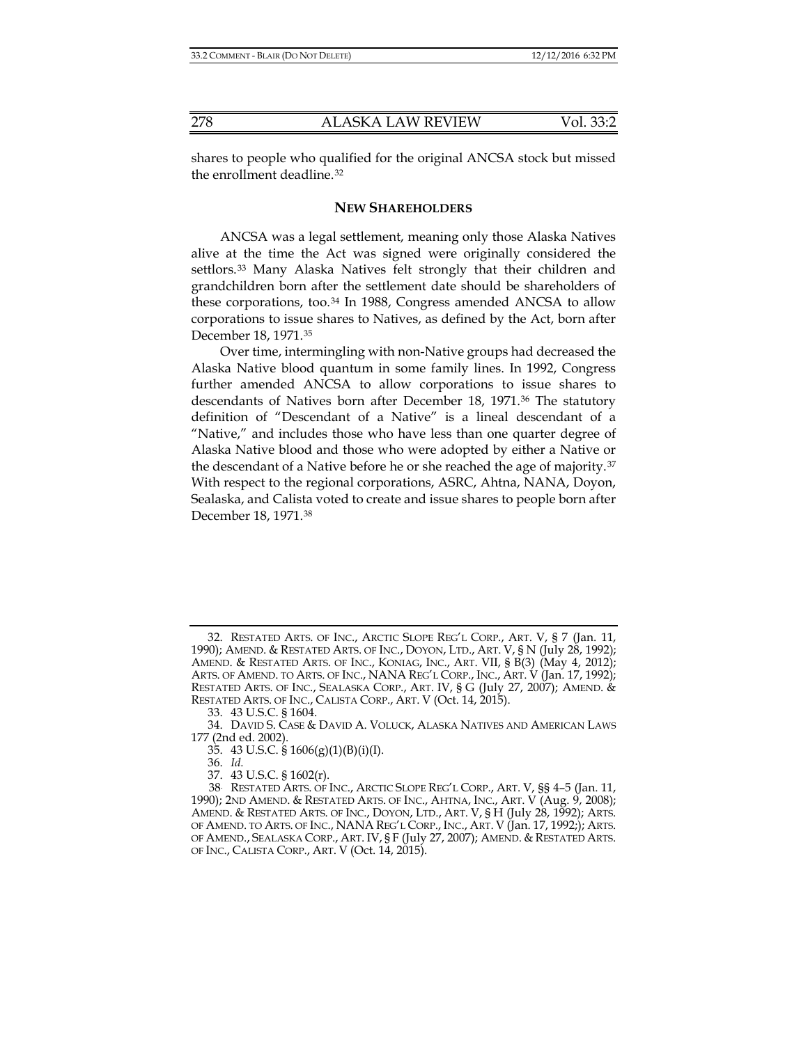shares to people who qualified for the original ANCSA stock but missed the enrollment deadline.[32]

## NEW SHAREHOLDERS

ANCSA was a legal settlement, meaning only those Alaska Natives alive at the time the Act was signed were originally considered the settlors.[33] Many Alaska Natives felt strongly that their children and grandchildren born after the settlement date should be shareholders of these corporations, too.[34] In 1988, Congress amended ANCSA to allow corporations to issue shares to Natives, as defined by the Act, born after December 18, 1971.[35]

Over time, intermingling with non-Native groups had decreased the Alaska Native blood quantum in some family lines. In 1992, Congress further amended ANCSA to allow corporations to issue shares to descendants of Natives born after December 18, 1971.[36] The statutory definition of "Descendant of a Native" is a lineal descendant of a "Native," and includes those who have less than one quarter degree of Alaska Native blood and those who were adopted by either a Native or the descendant of a Native before he or she reached the age of majority.[37] With respect to the regional corporations, ASRC, Ahtna, NANA, Doyon, Sealaska, and Calista voted to create and issue shares to people born after December 18, 1971.[38]

---

32. RESTATED ARTS. OF INC., ARCTIC SLOPE REG'L CORP., ART. V, § 7 (Jan. 11, 1990); AMEND. & RESTATED ARTS. OF INC., DOYON, LTD., ART. V, § N (July 28, 1992); AMEND. & RESTATED ARTS. OF INC., KONIAG, INC., ART. VII, § B(3) (May 4, 2012); ARTS. OF AMEND. TO ARTS. OF INC., NANA REG'L CORP., INC., ART. V (Jan. 17, 1992); RESTATED ARTS. OF INC., SEALASKA CORP., ART. IV, § G (July 27, 2007); AMEND. & RESTATED ARTS. OF INC., CALISTA CORP., ART. V (Oct. 14, 2015).

33. 43 U.S.C. § 1604.

34. DAVID S. CASE & DAVID A. VOLUCK, ALASKA NATIVES AND AMERICAN LAWS 177 (2nd ed. 2002).

35. 43 U.S.C. § 1606(g)(1)(B)(i)(I).

36. *Id.*

37. 43 U.S.C. § 1602(r).

38. RESTATED ARTS. OF INC., ARCTIC SLOPE REG'L CORP., ART. V, §§ 4–5 (Jan. 11, 1990); 2ND AMEND. & RESTATED ARTS. OF INC., AHTNA, INC., ART. V (Aug. 9, 2008); AMEND. & RESTATED ARTS. OF INC., DOYON, LTD., ART. V, § H (July 28, 1992); ARTS. OF AMEND. TO ARTS. OF INC., NANA REG'L CORP., INC., ART. V (Jan. 17, 1992;); ARTS. OF AMEND., SEALASKA CORP., ART. IV, § F (July 27, 2007); AMEND. & RESTATED ARTS. OF INC., CALISTA CORP., ART. V (Oct. 14, 2015).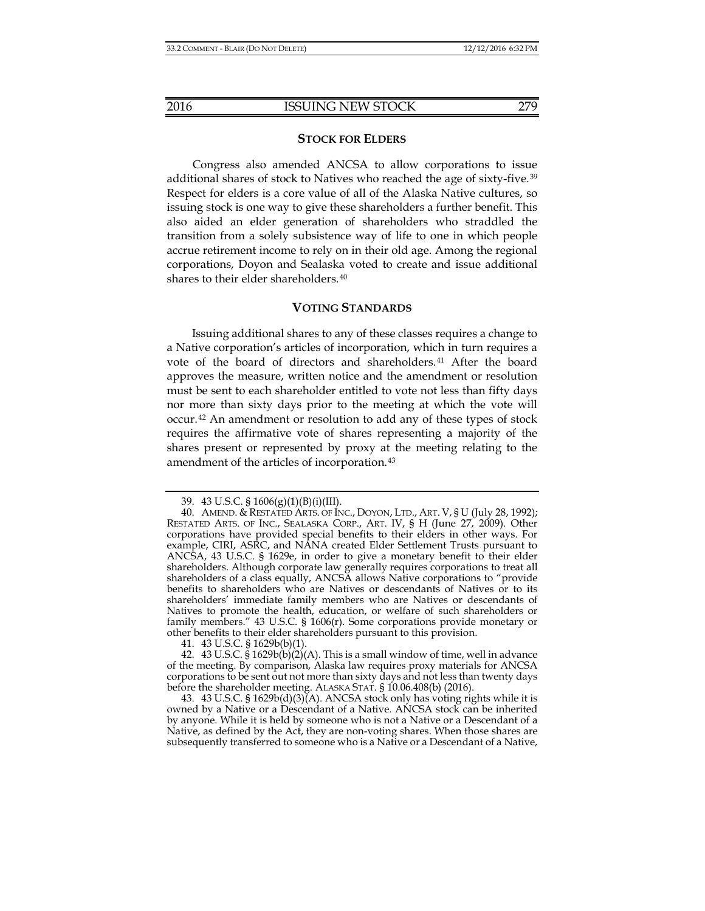## Stock for Elders

Congress also amended ANCSA to allow corporations to issue additional shares of stock to Natives who reached the age of sixty-five.[39] Respect for elders is a core value of all of the Alaska Native cultures, so issuing stock is one way to give these shareholders a further benefit. This also aided an elder generation of shareholders who straddled the transition from a solely subsistence way of life to one in which people accrue retirement income to rely on in their old age. Among the regional corporations, Doyon and Sealaska voted to create and issue additional shares to their elder shareholders.[40]

## Voting Standards

Issuing additional shares to any of these classes requires a change to a Native corporation's articles of incorporation, which in turn requires a vote of the board of directors and shareholders.[41] After the board approves the measure, written notice and the amendment or resolution must be sent to each shareholder entitled to vote not less than fifty days nor more than sixty days prior to the meeting at which the vote will occur.[42] An amendment or resolution to add any of these types of stock requires the affirmative vote of shares representing a majority of the shares present or represented by proxy at the meeting relating to the amendment of the articles of incorporation.[43]

---

39. 43 U.S.C. § 1606(g)(1)(B)(i)(III).

40. AMEND. & RESTATED ARTS. OF INC., DOYON, LTD., ART. V, § U (July 28, 1992); RESTATED ARTS. OF INC., SEALASKA CORP., ART. IV, § H (June 27, 2009). Other corporations have provided special benefits to their elders in other ways. For example, CIRI, ASRC, and NANA created Elder Settlement Trusts pursuant to ANCSA, 43 U.S.C. § 1629e, in order to give a monetary benefit to their elder shareholders. Although corporate law generally requires corporations to treat all shareholders of a class equally, ANCSA allows Native corporations to "provide benefits to shareholders who are Natives or descendants of Natives or to its shareholders' immediate family members who are Natives or descendants of Natives to promote the health, education, or welfare of such shareholders or family members." 43 U.S.C. § 1606(r). Some corporations provide monetary or other benefits to their elder shareholders pursuant to this provision.

41. 43 U.S.C. § 1629b(b)(1).

42. 43 U.S.C. § 1629b(b)(2)(A). This is a small window of time, well in advance of the meeting. By comparison, Alaska law requires proxy materials for ANCSA corporations to be sent out not more than sixty days and not less than twenty days before the shareholder meeting. ALASKA STAT. § 10.06.408(b) (2016).

43. 43 U.S.C. § 1629b(d)(3)(A). ANCSA stock only has voting rights while it is owned by a Native or a Descendant of a Native. ANCSA stock can be inherited by anyone. While it is held by someone who is not a Native or a Descendant of a Native, as defined by the Act, they are non-voting shares. When those shares are subsequently transferred to someone who is a Native or a Descendant of a Native,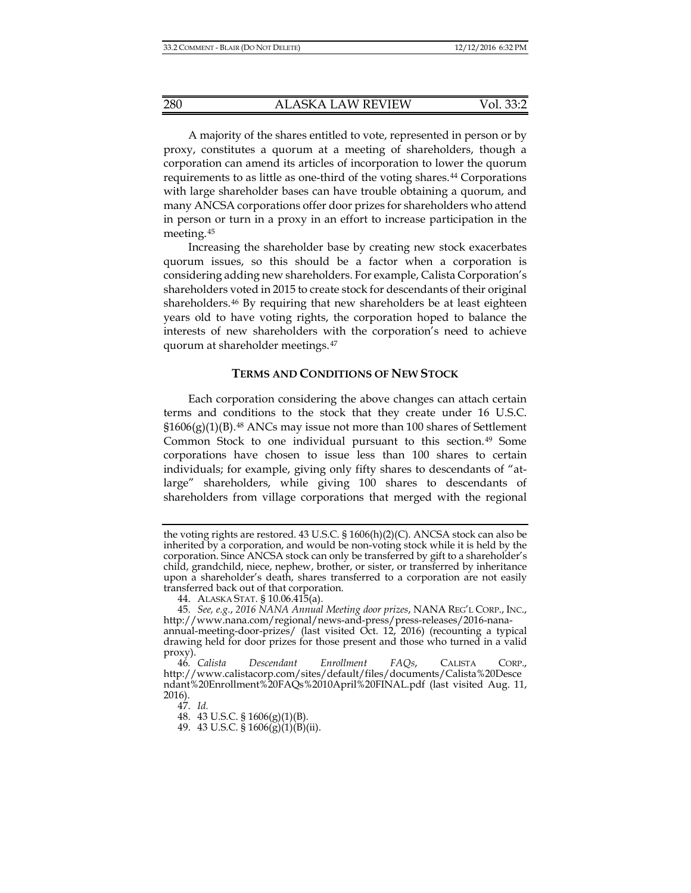A majority of the shares entitled to vote, represented in person or by proxy, constitutes a quorum at a meeting of shareholders, though a corporation can amend its articles of incorporation to lower the quorum requirements to as little as one-third of the voting shares.[44] Corporations with large shareholder bases can have trouble obtaining a quorum, and many ANCSA corporations offer door prizes for shareholders who attend in person or turn in a proxy in an effort to increase participation in the meeting.[45]

Increasing the shareholder base by creating new stock exacerbates quorum issues, so this should be a factor when a corporation is considering adding new shareholders. For example, Calista Corporation's shareholders voted in 2015 to create stock for descendants of their original shareholders.[46] By requiring that new shareholders be at least eighteen years old to have voting rights, the corporation hoped to balance the interests of new shareholders with the corporation's need to achieve quorum at shareholder meetings.[47]

## TERMS AND CONDITIONS OF NEW STOCK

Each corporation considering the above changes can attach certain terms and conditions to the stock that they create under 16 U.S.C. §1606(g)(1)(B).[48] ANCs may issue not more than 100 shares of Settlement Common Stock to one individual pursuant to this section.[49] Some corporations have chosen to issue less than 100 shares to certain individuals; for example, giving only fifty shares to descendants of "at-large" shareholders, while giving 100 shares to descendants of shareholders from village corporations that merged with the regional

---

the voting rights are restored. 43 U.S.C. § 1606(h)(2)(C). ANCSA stock can also be inherited by a corporation, and would be non-voting stock while it is held by the corporation. Since ANCSA stock can only be transferred by gift to a shareholder's child, grandchild, niece, nephew, brother, or sister, or transferred by inheritance upon a shareholder's death, shares transferred to a corporation are not easily transferred back out of that corporation.

44. ALASKA STAT. § 10.06.415(a).

45. *See, e.g.*, *2016 NANA Annual Meeting door prizes*, NANA REG'L CORP., INC., http://www.nana.com/regional/news-and-press/press-releases/2016-nana-annual-meeting-door-prizes/ (last visited Oct. 12, 2016) (recounting a typical drawing held for door prizes for those present and those who turned in a valid proxy).

46. *Calista Descendant Enrollment FAQs*, CALISTA CORP., http://www.calistacorp.com/sites/default/files/documents/Calista%20Descendant%20Enrollment%20FAQs%2010April%20FINAL.pdf (last visited Aug. 11, 2016).

47. *Id.*

48. 43 U.S.C. § 1606(g)(1)(B).

49. 43 U.S.C. § 1606(g)(1)(B)(ii).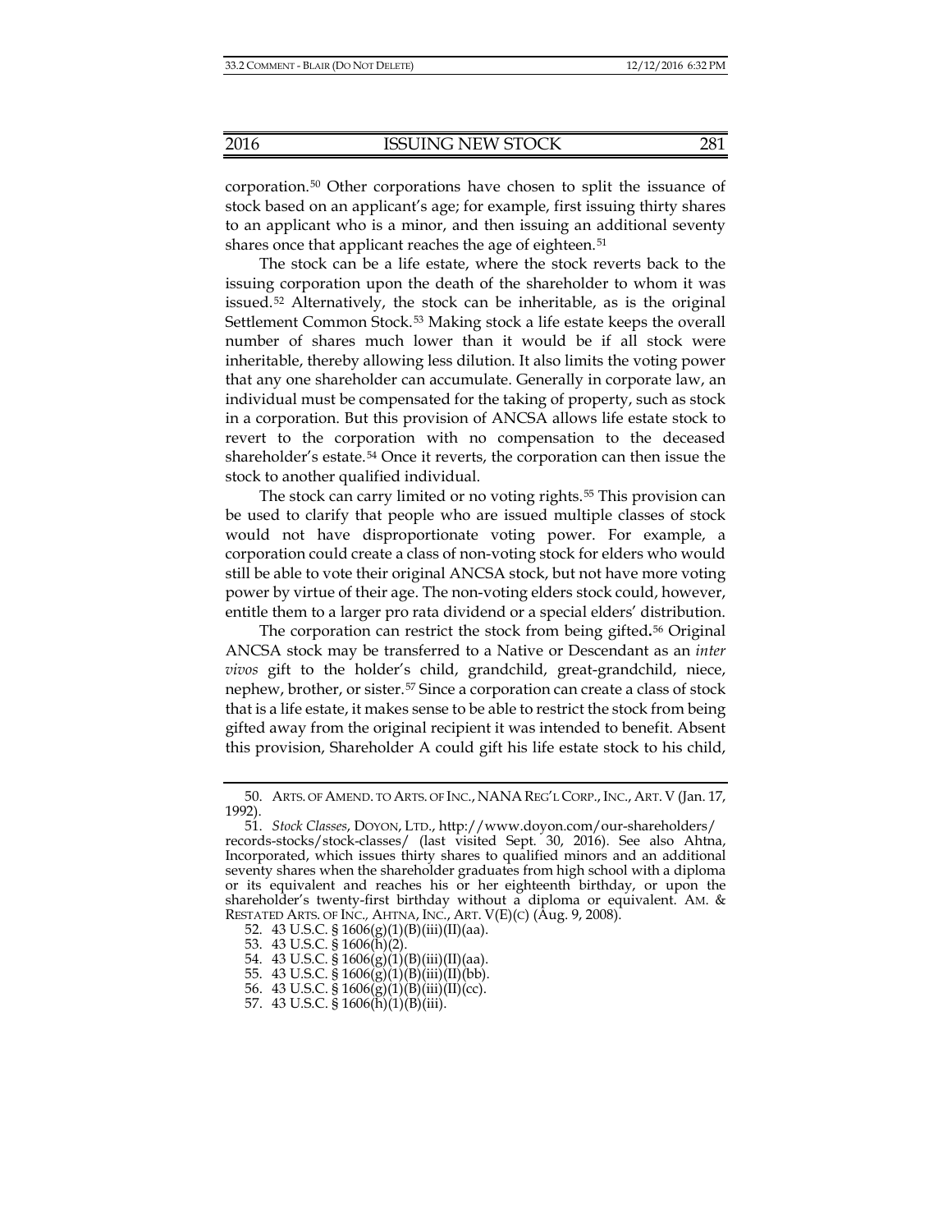corporation.[50] Other corporations have chosen to split the issuance of stock based on an applicant's age; for example, first issuing thirty shares to an applicant who is a minor, and then issuing an additional seventy shares once that applicant reaches the age of eighteen.[51]

The stock can be a life estate, where the stock reverts back to the issuing corporation upon the death of the shareholder to whom it was issued.[52] Alternatively, the stock can be inheritable, as is the original Settlement Common Stock.[53] Making stock a life estate keeps the overall number of shares much lower than it would be if all stock were inheritable, thereby allowing less dilution. It also limits the voting power that any one shareholder can accumulate. Generally in corporate law, an individual must be compensated for the taking of property, such as stock in a corporation. But this provision of ANCSA allows life estate stock to revert to the corporation with no compensation to the deceased shareholder's estate.[54] Once it reverts, the corporation can then issue the stock to another qualified individual.

The stock can carry limited or no voting rights.[55] This provision can be used to clarify that people who are issued multiple classes of stock would not have disproportionate voting power. For example, a corporation could create a class of non-voting stock for elders who would still be able to vote their original ANCSA stock, but not have more voting power by virtue of their age. The non-voting elders stock could, however, entitle them to a larger pro rata dividend or a special elders' distribution.

The corporation can restrict the stock from being gifted**.**[56] Original ANCSA stock may be transferred to a Native or Descendant as an *inter vivos* gift to the holder's child, grandchild, great-grandchild, niece, nephew, brother, or sister.[57] Since a corporation can create a class of stock that is a life estate, it makes sense to be able to restrict the stock from being gifted away from the original recipient it was intended to benefit. Absent this provision, Shareholder A could gift his life estate stock to his child,

---

50. ARTS. OF AMEND. TO ARTS. OF INC., NANA REG'L CORP., INC., ART. V (Jan. 17, 1992).

51. *Stock Classes*, DOYON, LTD., http://www.doyon.com/our-shareholders/records-stocks/stock-classes/ (last visited Sept. 30, 2016). See also Ahtna, Incorporated, which issues thirty shares to qualified minors and an additional seventy shares when the shareholder graduates from high school with a diploma or its equivalent and reaches his or her eighteenth birthday, or upon the shareholder's twenty-first birthday without a diploma or equivalent. AM. & RESTATED ARTS. OF INC., AHTNA, INC., ART. V(E)(C) (Aug. 9, 2008).

52. 43 U.S.C. § 1606(g)(1)(B)(iii)(II)(aa).

53. 43 U.S.C. § 1606(h)(2).

54. 43 U.S.C. § 1606(g)(1)(B)(iii)(II)(aa).

55. 43 U.S.C. § 1606(g)(1)(B)(iii)(II)(bb).

56. 43 U.S.C. § 1606(g)(1)(B)(iii)(II)(cc).

57. 43 U.S.C. § 1606(h)(1)(B)(iii).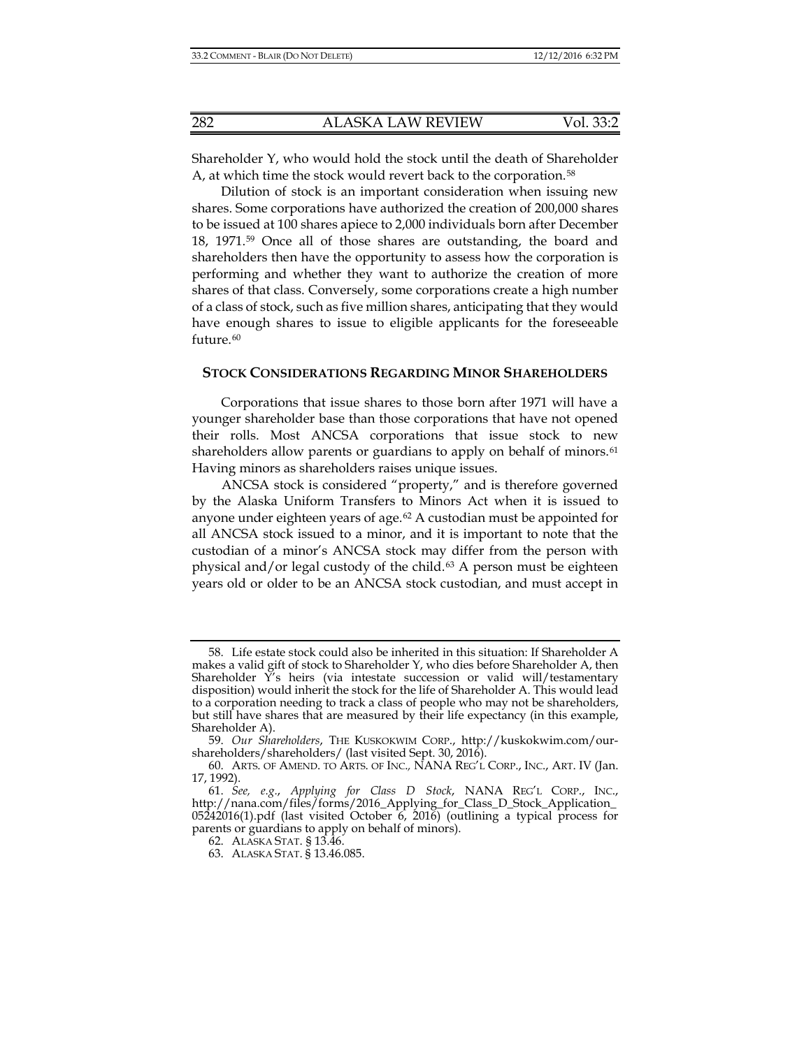Shareholder Y, who would hold the stock until the death of Shareholder A, at which time the stock would revert back to the corporation.[58]

Dilution of stock is an important consideration when issuing new shares. Some corporations have authorized the creation of 200,000 shares to be issued at 100 shares apiece to 2,000 individuals born after December 18, 1971.[59] Once all of those shares are outstanding, the board and shareholders then have the opportunity to assess how the corporation is performing and whether they want to authorize the creation of more shares of that class. Conversely, some corporations create a high number of a class of stock, such as five million shares, anticipating that they would have enough shares to issue to eligible applicants for the foreseeable future.[60]

## STOCK CONSIDERATIONS REGARDING MINOR SHAREHOLDERS

Corporations that issue shares to those born after 1971 will have a younger shareholder base than those corporations that have not opened their rolls. Most ANCSA corporations that issue stock to new shareholders allow parents or guardians to apply on behalf of minors.[61] Having minors as shareholders raises unique issues.

ANCSA stock is considered "property," and is therefore governed by the Alaska Uniform Transfers to Minors Act when it is issued to anyone under eighteen years of age.[62] A custodian must be appointed for all ANCSA stock issued to a minor, and it is important to note that the custodian of a minor's ANCSA stock may differ from the person with physical and/or legal custody of the child.[63] A person must be eighteen years old or older to be an ANCSA stock custodian, and must accept in

---

58. Life estate stock could also be inherited in this situation: If Shareholder A makes a valid gift of stock to Shareholder Y, who dies before Shareholder A, then Shareholder Y's heirs (via intestate succession or valid will/testamentary disposition) would inherit the stock for the life of Shareholder A. This would lead to a corporation needing to track a class of people who may not be shareholders, but still have shares that are measured by their life expectancy (in this example, Shareholder A).

59. *Our Shareholders*, THE KUSKOKWIM CORP., http://kuskokwim.com/our-shareholders/shareholders/ (last visited Sept. 30, 2016).

60. ARTS. OF AMEND. TO ARTS. OF INC., NANA REG'L CORP., INC., ART. IV (Jan. 17, 1992).

61. *See, e.g.*, *Applying for Class D Stock*, NANA REG'L CORP., INC., http://nana.com/files/forms/2016_Applying_for_Class_D_Stock_Application_05242016(1).pdf (last visited October 6, 2016) (outlining a typical process for parents or guardians to apply on behalf of minors).

62. ALASKA STAT. § 13.46.

63. ALASKA STAT. § 13.46.085.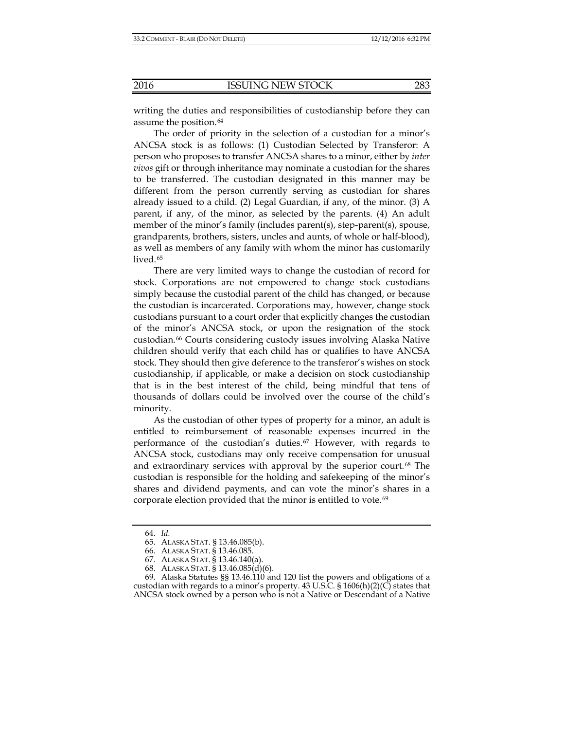writing the duties and responsibilities of custodianship before they can assume the position.[64]

The order of priority in the selection of a custodian for a minor's ANCSA stock is as follows: (1) Custodian Selected by Transferor: A person who proposes to transfer ANCSA shares to a minor, either by *inter vivos* gift or through inheritance may nominate a custodian for the shares to be transferred. The custodian designated in this manner may be different from the person currently serving as custodian for shares already issued to a child. (2) Legal Guardian, if any, of the minor. (3) A parent, if any, of the minor, as selected by the parents. (4) An adult member of the minor's family (includes parent(s), step-parent(s), spouse, grandparents, brothers, sisters, uncles and aunts, of whole or half-blood), as well as members of any family with whom the minor has customarily lived.[65]

There are very limited ways to change the custodian of record for stock. Corporations are not empowered to change stock custodians simply because the custodial parent of the child has changed, or because the custodian is incarcerated. Corporations may, however, change stock custodians pursuant to a court order that explicitly changes the custodian of the minor's ANCSA stock, or upon the resignation of the stock custodian.[66] Courts considering custody issues involving Alaska Native children should verify that each child has or qualifies to have ANCSA stock. They should then give deference to the transferor's wishes on stock custodianship, if applicable, or make a decision on stock custodianship that is in the best interest of the child, being mindful that tens of thousands of dollars could be involved over the course of the child's minority.

As the custodian of other types of property for a minor, an adult is entitled to reimbursement of reasonable expenses incurred in the performance of the custodian's duties.[67] However, with regards to ANCSA stock, custodians may only receive compensation for unusual and extraordinary services with approval by the superior court.[68] The custodian is responsible for the holding and safekeeping of the minor's shares and dividend payments, and can vote the minor's shares in a corporate election provided that the minor is entitled to vote.[69]

---

64. *Id.*

65. ALASKA STAT. § 13.46.085(b).

66. ALASKA STAT. § 13.46.085.

67. ALASKA STAT. § 13.46.140(a).

68. ALASKA STAT. § 13.46.085(d)(6).

69. Alaska Statutes §§ 13.46.110 and 120 list the powers and obligations of a custodian with regards to a minor's property. 43 U.S.C. § 1606(h)(2)(C) states that ANCSA stock owned by a person who is not a Native or Descendant of a Native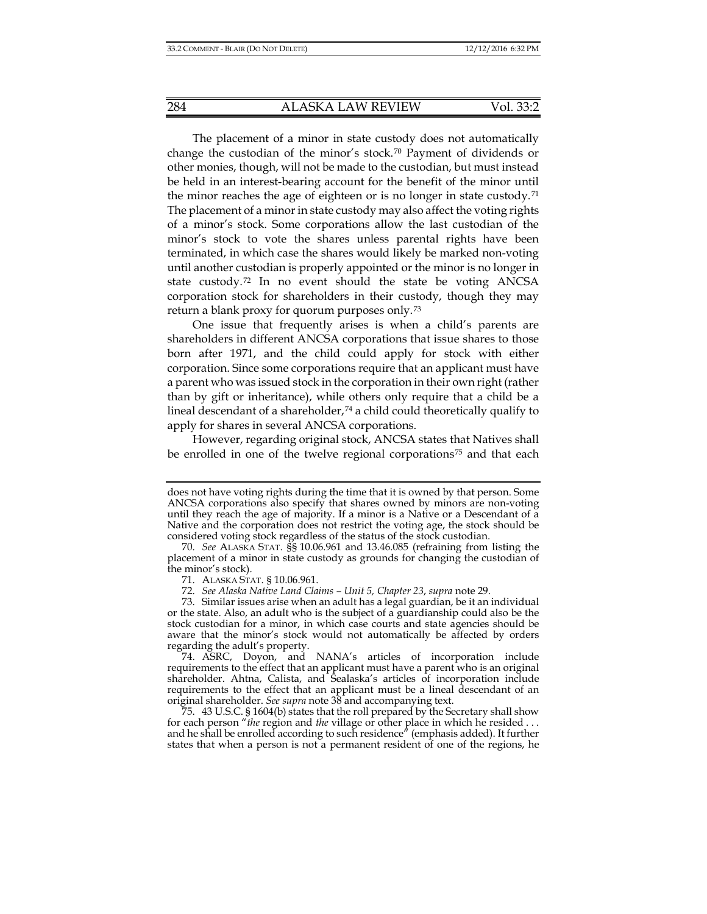The placement of a minor in state custody does not automatically change the custodian of the minor's stock.[70] Payment of dividends or other monies, though, will not be made to the custodian, but must instead be held in an interest-bearing account for the benefit of the minor until the minor reaches the age of eighteen or is no longer in state custody.[71] The placement of a minor in state custody may also affect the voting rights of a minor's stock. Some corporations allow the last custodian of the minor's stock to vote the shares unless parental rights have been terminated, in which case the shares would likely be marked non-voting until another custodian is properly appointed or the minor is no longer in state custody.[72] In no event should the state be voting ANCSA corporation stock for shareholders in their custody, though they may return a blank proxy for quorum purposes only.[73]

One issue that frequently arises is when a child's parents are shareholders in different ANCSA corporations that issue shares to those born after 1971, and the child could apply for stock with either corporation. Since some corporations require that an applicant must have a parent who was issued stock in the corporation in their own right (rather than by gift or inheritance), while others only require that a child be a lineal descendant of a shareholder,[74] a child could theoretically qualify to apply for shares in several ANCSA corporations.

However, regarding original stock, ANCSA states that Natives shall be enrolled in one of the twelve regional corporations[75] and that each

---

does not have voting rights during the time that it is owned by that person. Some ANCSA corporations also specify that shares owned by minors are non-voting until they reach the age of majority. If a minor is a Native or a Descendant of a Native and the corporation does not restrict the voting age, the stock should be considered voting stock regardless of the status of the stock custodian.

70. *See* ALASKA STAT. §§ 10.06.961 and 13.46.085 (refraining from listing the placement of a minor in state custody as grounds for changing the custodian of the minor's stock).

71. ALASKA STAT. § 10.06.961.

72. *See Alaska Native Land Claims – Unit 5, Chapter 23*, *supra* note 29.

73. Similar issues arise when an adult has a legal guardian, be it an individual or the state. Also, an adult who is the subject of a guardianship could also be the stock custodian for a minor, in which case courts and state agencies should be aware that the minor's stock would not automatically be affected by orders regarding the adult's property.

74. ASRC, Doyon, and NANA's articles of incorporation include requirements to the effect that an applicant must have a parent who is an original shareholder. Ahtna, Calista, and Sealaska's articles of incorporation include requirements to the effect that an applicant must be a lineal descendant of an original shareholder. *See supra* note 38 and accompanying text.

75. 43 U.S.C. § 1604(b) states that the roll prepared by the Secretary shall show for each person "*the* region and *the* village or other place in which he resided . . . and he shall be enrolled according to such residence" (emphasis added). It further states that when a person is not a permanent resident of one of the regions, he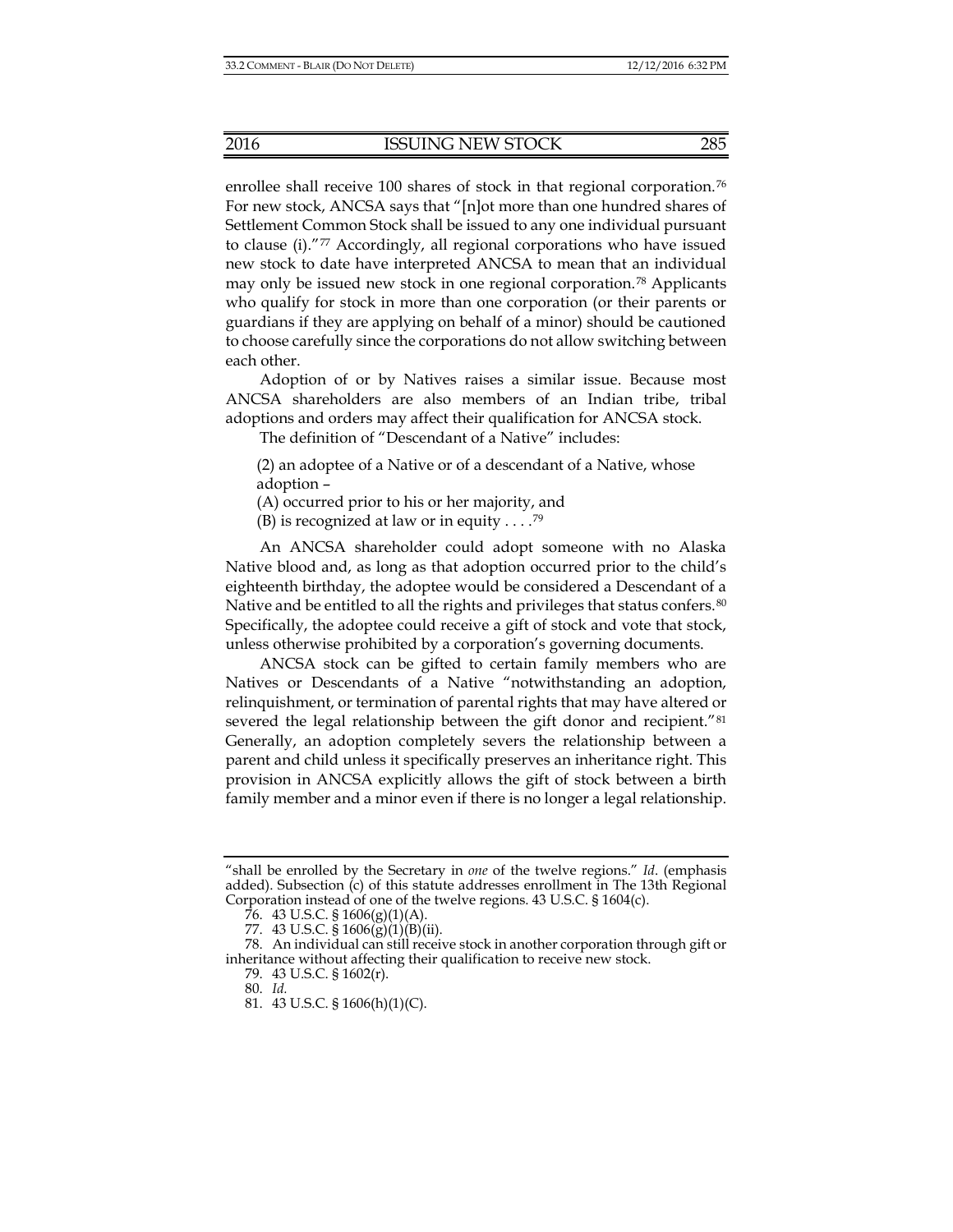enrollee shall receive 100 shares of stock in that regional corporation.[76] For new stock, ANCSA says that "[n]ot more than one hundred shares of Settlement Common Stock shall be issued to any one individual pursuant to clause (i)."[77] Accordingly, all regional corporations who have issued new stock to date have interpreted ANCSA to mean that an individual may only be issued new stock in one regional corporation.[78] Applicants who qualify for stock in more than one corporation (or their parents or guardians if they are applying on behalf of a minor) should be cautioned to choose carefully since the corporations do not allow switching between each other.

Adoption of or by Natives raises a similar issue. Because most ANCSA shareholders are also members of an Indian tribe, tribal adoptions and orders may affect their qualification for ANCSA stock.

The definition of "Descendant of a Native" includes:

> (2) an adoptee of a Native or of a descendant of a Native, whose adoption –
> (A) occurred prior to his or her majority, and
> (B) is recognized at law or in equity . . . .[79]

An ANCSA shareholder could adopt someone with no Alaska Native blood and, as long as that adoption occurred prior to the child's eighteenth birthday, the adoptee would be considered a Descendant of a Native and be entitled to all the rights and privileges that status confers.[80] Specifically, the adoptee could receive a gift of stock and vote that stock, unless otherwise prohibited by a corporation's governing documents.

ANCSA stock can be gifted to certain family members who are Natives or Descendants of a Native "notwithstanding an adoption, relinquishment, or termination of parental rights that may have altered or severed the legal relationship between the gift donor and recipient."[81] Generally, an adoption completely severs the relationship between a parent and child unless it specifically preserves an inheritance right. This provision in ANCSA explicitly allows the gift of stock between a birth family member and a minor even if there is no longer a legal relationship.

---

"shall be enrolled by the Secretary in *one* of the twelve regions." *Id*. (emphasis added). Subsection (c) of this statute addresses enrollment in The 13th Regional Corporation instead of one of the twelve regions. 43 U.S.C. § 1604(c).

76. 43 U.S.C. § 1606(g)(1)(A).

77. 43 U.S.C. § 1606(g)(1)(B)(ii).

78. An individual can still receive stock in another corporation through gift or inheritance without affecting their qualification to receive new stock.

79. 43 U.S.C. § 1602(r).

80. *Id.*

81. 43 U.S.C. § 1606(h)(1)(C).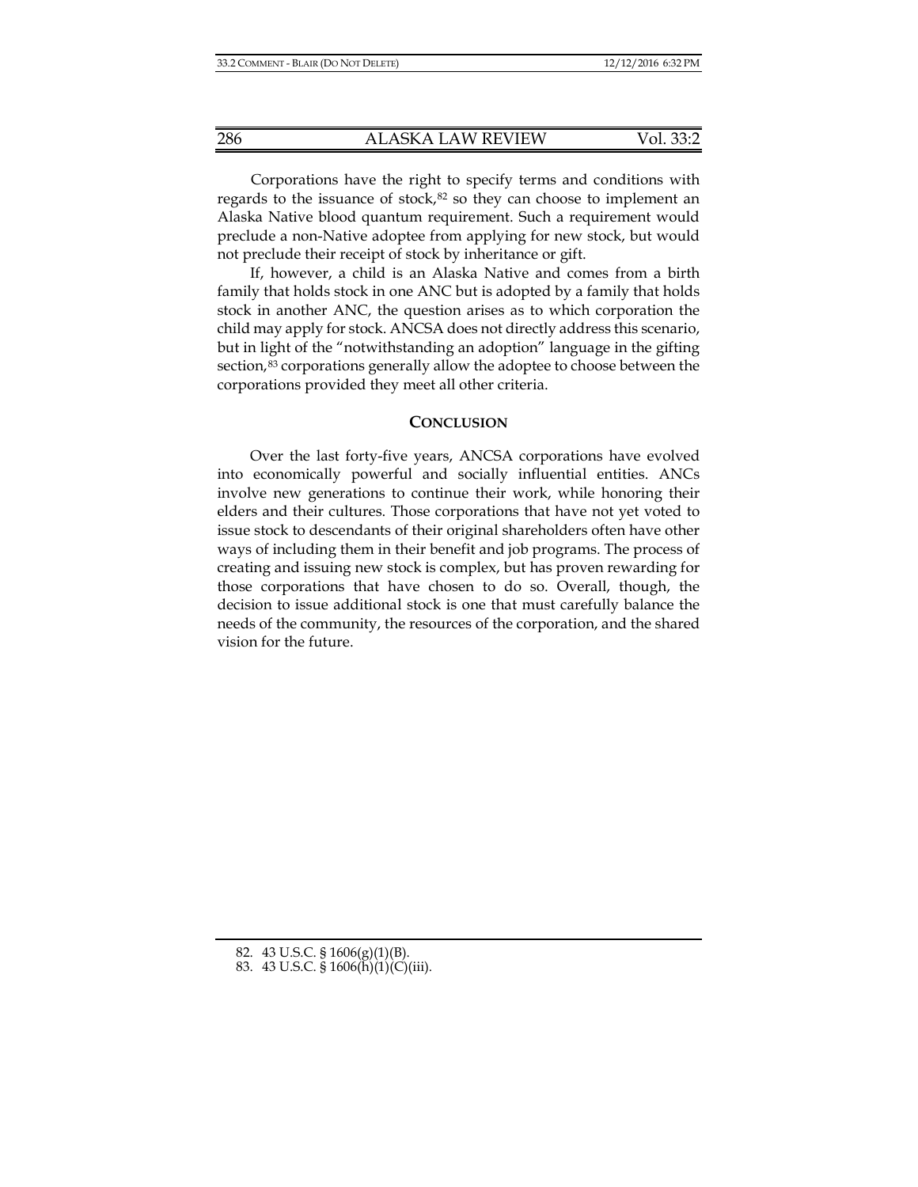Corporations have the right to specify terms and conditions with regards to the issuance of stock,[82] so they can choose to implement an Alaska Native blood quantum requirement. Such a requirement would preclude a non-Native adoptee from applying for new stock, but would not preclude their receipt of stock by inheritance or gift.

If, however, a child is an Alaska Native and comes from a birth family that holds stock in one ANC but is adopted by a family that holds stock in another ANC, the question arises as to which corporation the child may apply for stock. ANCSA does not directly address this scenario, but in light of the "notwithstanding an adoption" language in the gifting section,[83] corporations generally allow the adoptee to choose between the corporations provided they meet all other criteria.

## CONCLUSION

Over the last forty-five years, ANCSA corporations have evolved into economically powerful and socially influential entities. ANCs involve new generations to continue their work, while honoring their elders and their cultures. Those corporations that have not yet voted to issue stock to descendants of their original shareholders often have other ways of including them in their benefit and job programs. The process of creating and issuing new stock is complex, but has proven rewarding for those corporations that have chosen to do so. Overall, though, the decision to issue additional stock is one that must carefully balance the needs of the community, the resources of the corporation, and the shared vision for the future.

---

82. 43 U.S.C. § 1606(g)(1)(B).
83. 43 U.S.C. § 1606(h)(1)(C)(iii).